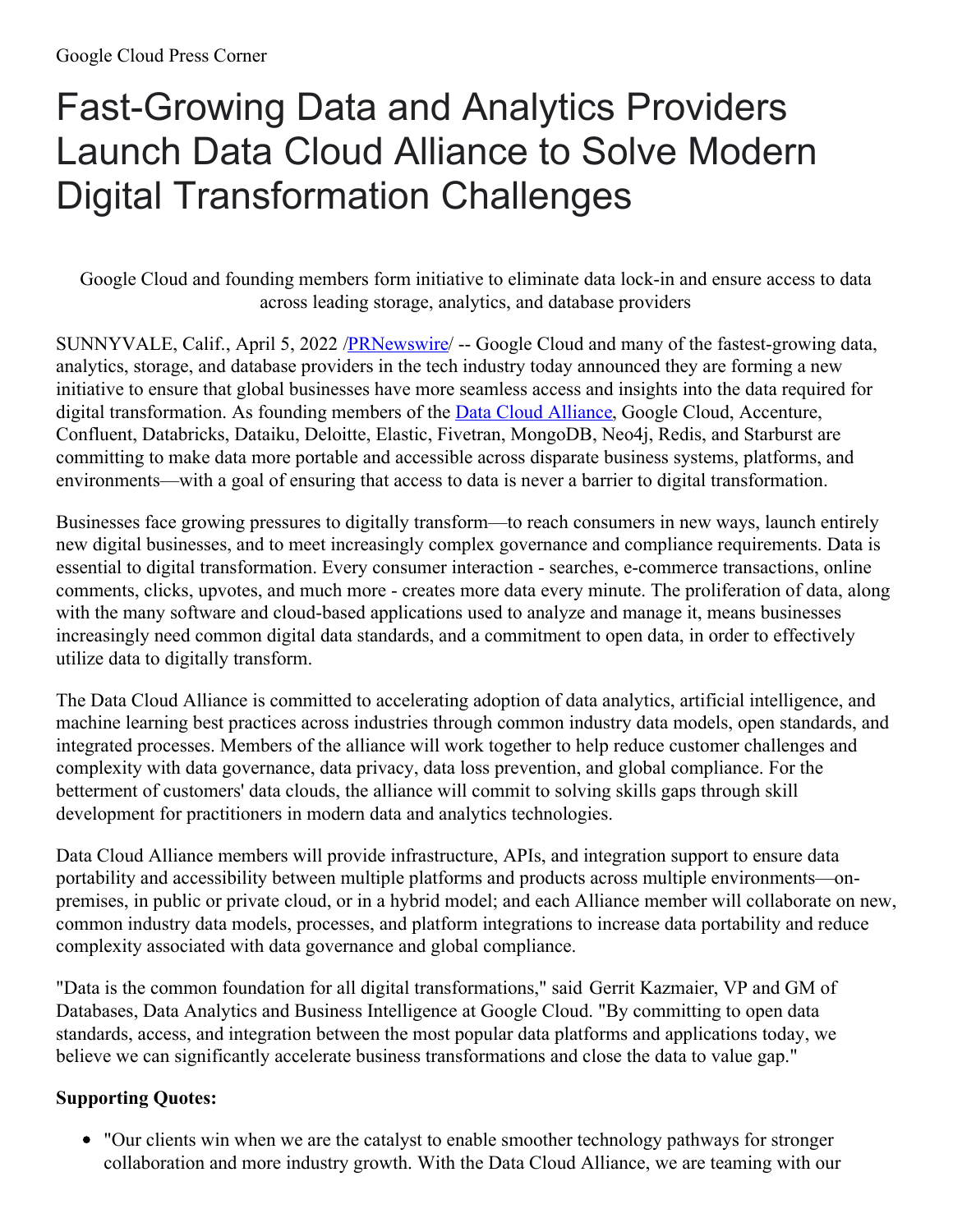Google Cloud Press Corner

# Fast-Growing Data and Analytics Providers Launch Data Cloud Alliance to Solve Modern Digital Transformation Challenges

Google Cloud and founding members form initiative to eliminate data lock-in and ensure access to data across leading storage, analytics, and database providers

SUNNYVALE, Calif., April 5, 2022 /[PRNewswire](http://www.prnewswire.com/)/ -- Google Cloud and many of the fastest-growing data, analytics, storage, and database providers in the tech industry today announced they are forming a new initiative to ensure that global businesses have more seamless access and insights into the data required for digital transformation. As founding members of the [Data Cloud Alliance](), Google Cloud, Accenture, Confluent, Databricks, Dataiku, Deloitte, Elastic, Fivetran, MongoDB, Neo4j, Redis, and Starburst are committing to make data more portable and accessible across disparate business systems, platforms, and environments—with a goal of ensuring that access to data is never a barrier to digital transformation.

Businesses face growing pressures to digitally transform—to reach consumers in new ways, launch entirely new digital businesses, and to meet increasingly complex governance and compliance requirements. Data is essential to digital transformation. Every consumer interaction - searches, e-commerce transactions, online comments, clicks, upvotes, and much more - creates more data every minute. The proliferation of data, along with the many software and cloud-based applications used to analyze and manage it, means businesses increasingly need common digital data standards, and a commitment to open data, in order to effectively utilize data to digitally transform.

The Data Cloud Alliance is committed to accelerating adoption of data analytics, artificial intelligence, and machine learning best practices across industries through common industry data models, open standards, and integrated processes. Members of the alliance will work together to help reduce customer challenges and complexity with data governance, data privacy, data loss prevention, and global compliance. For the betterment of customers' data clouds, the alliance will commit to solving skills gaps through skill development for practitioners in modern data and analytics technologies.

Data Cloud Alliance members will provide infrastructure, APIs, and integration support to ensure data portability and accessibility between multiple platforms and products across multiple environments—on-premises, in public or private cloud, or in a hybrid model; and each Alliance member will collaborate on new, common industry data models, processes, and platform integrations to increase data portability and reduce complexity associated with data governance and global compliance.

"Data is the common foundation for all digital transformations," said Gerrit Kazmaier, VP and GM of Databases, Data Analytics and Business Intelligence at Google Cloud. "By committing to open data standards, access, and integration between the most popular data platforms and applications today, we believe we can significantly accelerate business transformations and close the data to value gap."

**Supporting Quotes:**

- "Our clients win when we are the catalyst to enable smoother technology pathways for stronger collaboration and more industry growth. With the Data Cloud Alliance, we are teaming with our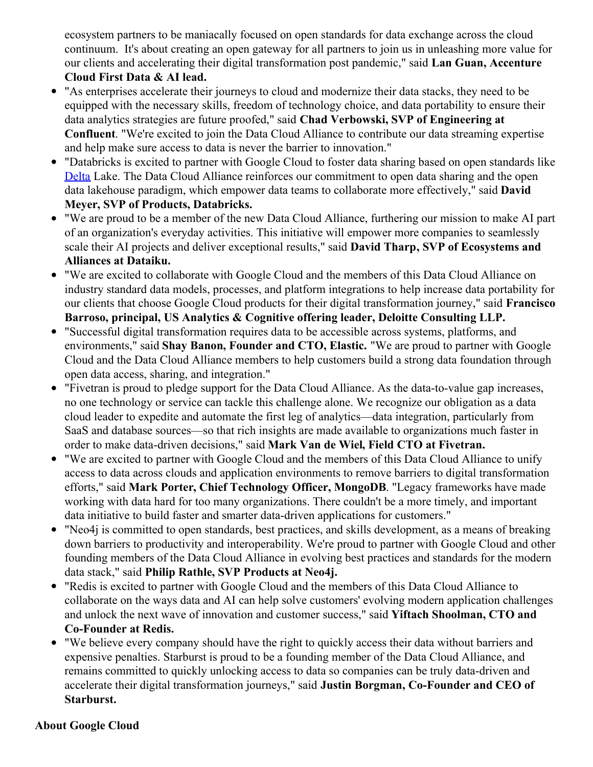ecosystem partners to be maniacally focused on open standards for data exchange across the cloud continuum. It's about creating an open gateway for all partners to join us in unleashing more value for our clients and accelerating their digital transformation post pandemic," said **Lan Guan, Accenture Cloud First Data & AI lead.**

- "As enterprises accelerate their journeys to cloud and modernize their data stacks, they need to be equipped with the necessary skills, freedom of technology choice, and data portability to ensure their data analytics strategies are future proofed," said **Chad Verbowski, SVP of Engineering at Confluent**. "We're excited to join the Data Cloud Alliance to contribute our data streaming expertise and help make sure access to data is never the barrier to innovation."
- "Databricks is excited to partner with Google Cloud to foster data sharing based on open standards like Delta Lake. The Data Cloud Alliance reinforces our commitment to open data sharing and the open data lakehouse paradigm, which empower data teams to collaborate more effectively," said **David Meyer, SVP of Products, Databricks.**
- "We are proud to be a member of the new Data Cloud Alliance, furthering our mission to make AI part of an organization's everyday activities. This initiative will empower more companies to seamlessly scale their AI projects and deliver exceptional results," said **David Tharp, SVP of Ecosystems and Alliances at Dataiku.**
- "We are excited to collaborate with Google Cloud and the members of this Data Cloud Alliance on industry standard data models, processes, and platform integrations to help increase data portability for our clients that choose Google Cloud products for their digital transformation journey," said **Francisco Barroso, principal, US Analytics & Cognitive offering leader, Deloitte Consulting LLP.**
- "Successful digital transformation requires data to be accessible across systems, platforms, and environments," said **Shay Banon, Founder and CTO, Elastic.** "We are proud to partner with Google Cloud and the Data Cloud Alliance members to help customers build a strong data foundation through open data access, sharing, and integration."
- "Fivetran is proud to pledge support for the Data Cloud Alliance. As the data-to-value gap increases, no one technology or service can tackle this challenge alone. We recognize our obligation as a data cloud leader to expedite and automate the first leg of analytics—data integration, particularly from SaaS and database sources—so that rich insights are made available to organizations much faster in order to make data-driven decisions," said **Mark Van de Wiel, Field CTO at Fivetran.**
- "We are excited to partner with Google Cloud and the members of this Data Cloud Alliance to unify access to data across clouds and application environments to remove barriers to digital transformation efforts," said **Mark Porter, Chief Technology Officer, MongoDB**. "Legacy frameworks have made working with data hard for too many organizations. There couldn't be a more timely, and important data initiative to build faster and smarter data-driven applications for customers."
- "Neo4j is committed to open standards, best practices, and skills development, as a means of breaking down barriers to productivity and interoperability. We're proud to partner with Google Cloud and other founding members of the Data Cloud Alliance in evolving best practices and standards for the modern data stack," said **Philip Rathle, SVP Products at Neo4j.**
- "Redis is excited to partner with Google Cloud and the members of this Data Cloud Alliance to collaborate on the ways data and AI can help solve customers' evolving modern application challenges and unlock the next wave of innovation and customer success," said **Yiftach Shoolman, CTO and Co-Founder at Redis.**
- "We believe every company should have the right to quickly access their data without barriers and expensive penalties. Starburst is proud to be a founding member of the Data Cloud Alliance, and remains committed to quickly unlocking access to data so companies can be truly data-driven and accelerate their digital transformation journeys," said **Justin Borgman, Co-Founder and CEO of Starburst.**

**About Google Cloud**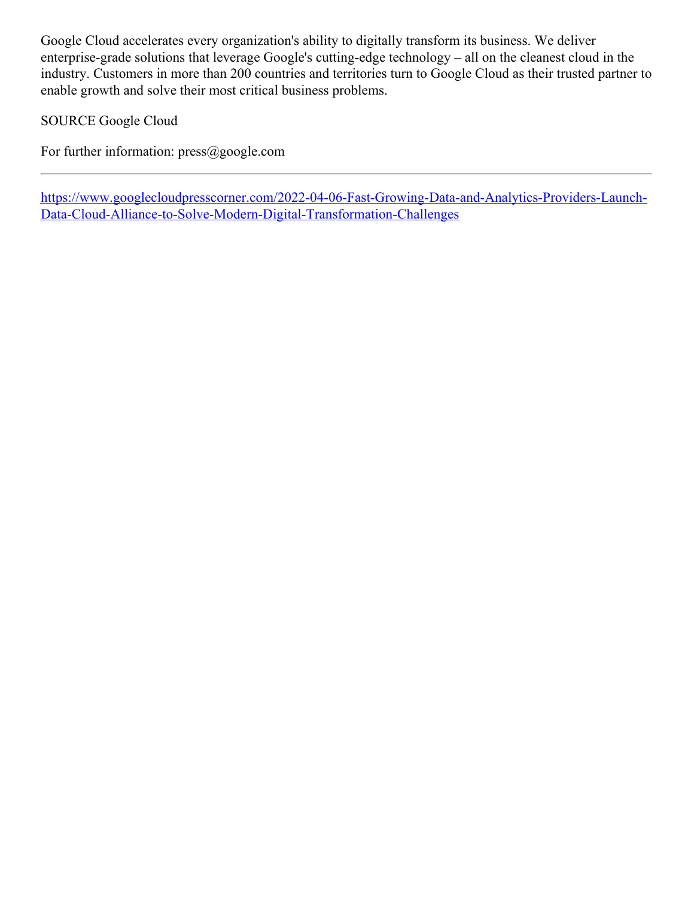Google Cloud accelerates every organization's ability to digitally transform its business. We deliver enterprise-grade solutions that leverage Google's cutting-edge technology – all on the cleanest cloud in the industry. Customers in more than 200 countries and territories turn to Google Cloud as their trusted partner to enable growth and solve their most critical business problems.

SOURCE Google Cloud

For further information: press@google.com

---

https://www.googlecloudpresscorner.com/2022-04-06-Fast-Growing-Data-and-Analytics-Providers-Launch-Data-Cloud-Alliance-to-Solve-Modern-Digital-Transformation-Challenges